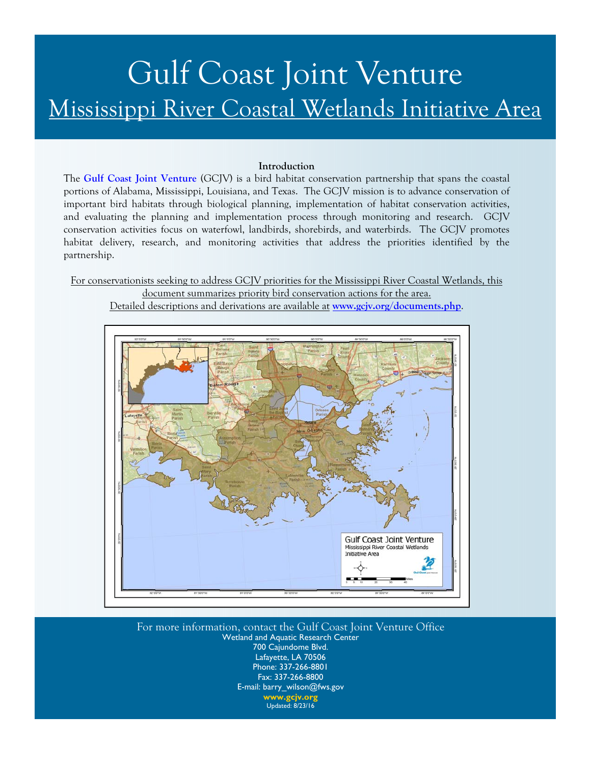# Gulf Coast Joint Venture

## Mississippi River Coastal Wetlands Initiative Area

**Introduction**

The **Gulf Coast Joint Venture** (GCJV) is a bird habitat conservation partnership that spans the coastal portions of Alabama, Mississippi, Louisiana, and Texas. The GCJV mission is to advance conservation of important bird habitats through biological planning, implementation of habitat conservation activities, and evaluating the planning and implementation process through monitoring and research. GCJV conservation activities focus on waterfowl, landbirds, shorebirds, and waterbirds. The GCJV promotes habitat delivery, research, and monitoring activities that address the priorities identified by the partnership.

For conservationists seeking to address GCJV priorities for the Mississippi River Coastal Wetlands, this document summarizes priority bird conservation actions for the area. Detailed descriptions and derivations are available at **www.gcjv.org/documents.php**.

For more information, contact the Gulf Coast Joint Venture Office
Wetland and Aquatic Research Center
700 Cajundome Blvd.
Lafayette, LA 70506
Phone: 337-266-8801
Fax: 337-266-8800
E-mail: barry_wilson@fws.gov
**www.gcjv.org**
Updated: 8/23/16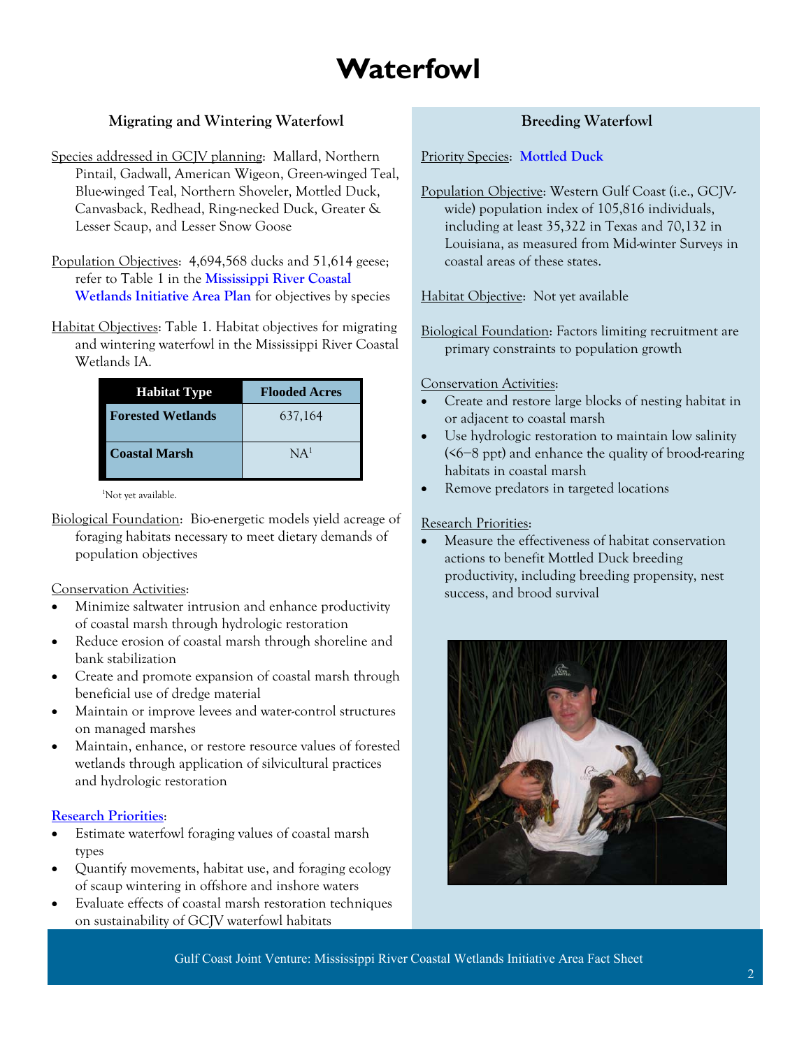# Waterfowl

## Migrating and Wintering Waterfowl

Species addressed in GCJV planning: Mallard, Northern Pintail, Gadwall, American Wigeon, Green-winged Teal, Blue-winged Teal, Northern Shoveler, Mottled Duck, Canvasback, Redhead, Ring-necked Duck, Greater & Lesser Scaup, and Lesser Snow Goose

Population Objectives: 4,694,568 ducks and 51,614 geese; refer to Table 1 in the **Mississippi River Coastal Wetlands Initiative Area Plan** for objectives by species

Habitat Objectives: Table 1. Habitat objectives for migrating and wintering waterfowl in the Mississippi River Coastal Wetlands IA.

| Habitat Type | Flooded Acres |
|---|---|
| **Forested Wetlands** | 637,164 |
| **Coastal Marsh** | NA[1] |

[1]Not yet available.

Biological Foundation: Bio-energetic models yield acreage of foraging habitats necessary to meet dietary demands of population objectives

Conservation Activities:

- Minimize saltwater intrusion and enhance productivity of coastal marsh through hydrologic restoration
- Reduce erosion of coastal marsh through shoreline and bank stabilization
- Create and promote expansion of coastal marsh through beneficial use of dredge material
- Maintain or improve levees and water-control structures on managed marshes
- Maintain, enhance, or restore resource values of forested wetlands through application of silvicultural practices and hydrologic restoration

**Research Priorities**:

- Estimate waterfowl foraging values of coastal marsh types
- Quantify movements, habitat use, and foraging ecology of scaup wintering in offshore and inshore waters
- Evaluate effects of coastal marsh restoration techniques on sustainability of GCJV waterfowl habitats

## Breeding Waterfowl

Priority Species: **Mottled Duck**

Population Objective: Western Gulf Coast (i.e., GCJV-wide) population index of 105,816 individuals, including at least 35,322 in Texas and 70,132 in Louisiana, as measured from Mid-winter Surveys in coastal areas of these states.

Habitat Objective: Not yet available

Biological Foundation: Factors limiting recruitment are primary constraints to population growth

Conservation Activities:

- Create and restore large blocks of nesting habitat in or adjacent to coastal marsh
- Use hydrologic restoration to maintain low salinity (<6–8 ppt) and enhance the quality of brood-rearing habitats in coastal marsh
- Remove predators in targeted locations

Research Priorities:

- Measure the effectiveness of habitat conservation actions to benefit Mottled Duck breeding productivity, including breeding propensity, nest success, and brood survival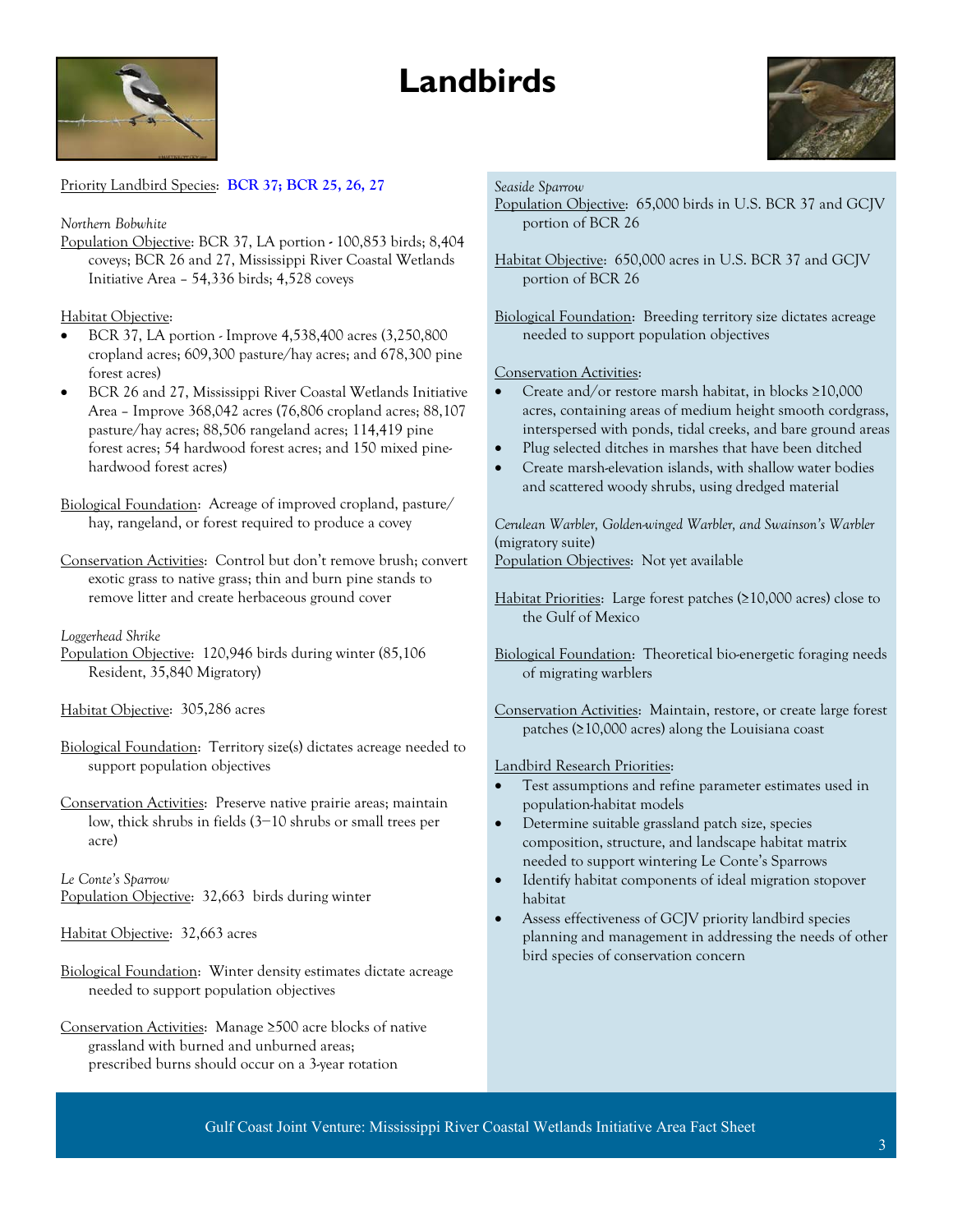# Landbirds

Priority Landbird Species: **BCR 37; BCR 25, 26, 27**

*Northern Bobwhite*

Population Objective: BCR 37, LA portion - 100,853 birds; 8,404 coveys; BCR 26 and 27, Mississippi River Coastal Wetlands Initiative Area – 54,336 birds; 4,528 coveys

Habitat Objective:

- BCR 37, LA portion - Improve 4,538,400 acres (3,250,800 cropland acres; 609,300 pasture/hay acres; and 678,300 pine forest acres)
- BCR 26 and 27, Mississippi River Coastal Wetlands Initiative Area – Improve 368,042 acres (76,806 cropland acres; 88,107 pasture/hay acres; 88,506 rangeland acres; 114,419 pine forest acres; 54 hardwood forest acres; and 150 mixed pine-hardwood forest acres)

Biological Foundation: Acreage of improved cropland, pasture/hay, rangeland, or forest required to produce a covey

Conservation Activities: Control but don't remove brush; convert exotic grass to native grass; thin and burn pine stands to remove litter and create herbaceous ground cover

*Loggerhead Shrike*

Population Objective: 120,946 birds during winter (85,106 Resident, 35,840 Migratory)

Habitat Objective: 305,286 acres

Biological Foundation: Territory size(s) dictates acreage needed to support population objectives

Conservation Activities: Preserve native prairie areas; maintain low, thick shrubs in fields (3—10 shrubs or small trees per acre)

*Le Conte's Sparrow*

Population Objective: 32,663 birds during winter

Habitat Objective: 32,663 acres

Biological Foundation: Winter density estimates dictate acreage needed to support population objectives

Conservation Activities: Manage ≥500 acre blocks of native grassland with burned and unburned areas; prescribed burns should occur on a 3-year rotation

*Seaside Sparrow*

Population Objective: 65,000 birds in U.S. BCR 37 and GCJV portion of BCR 26

Habitat Objective: 650,000 acres in U.S. BCR 37 and GCJV portion of BCR 26

Biological Foundation: Breeding territory size dictates acreage needed to support population objectives

Conservation Activities:

- Create and/or restore marsh habitat, in blocks ≥10,000 acres, containing areas of medium height smooth cordgrass, interspersed with ponds, tidal creeks, and bare ground areas
- Plug selected ditches in marshes that have been ditched
- Create marsh-elevation islands, with shallow water bodies and scattered woody shrubs, using dredged material

*Cerulean Warbler, Golden-winged Warbler, and Swainson's Warbler* (migratory suite)

Population Objectives: Not yet available

Habitat Priorities: Large forest patches (≥10,000 acres) close to the Gulf of Mexico

Biological Foundation: Theoretical bio-energetic foraging needs of migrating warblers

Conservation Activities: Maintain, restore, or create large forest patches (≥10,000 acres) along the Louisiana coast

Landbird Research Priorities:

- Test assumptions and refine parameter estimates used in population-habitat models
- Determine suitable grassland patch size, species composition, structure, and landscape habitat matrix needed to support wintering Le Conte's Sparrows
- Identify habitat components of ideal migration stopover habitat
- Assess effectiveness of GCJV priority landbird species planning and management in addressing the needs of other bird species of conservation concern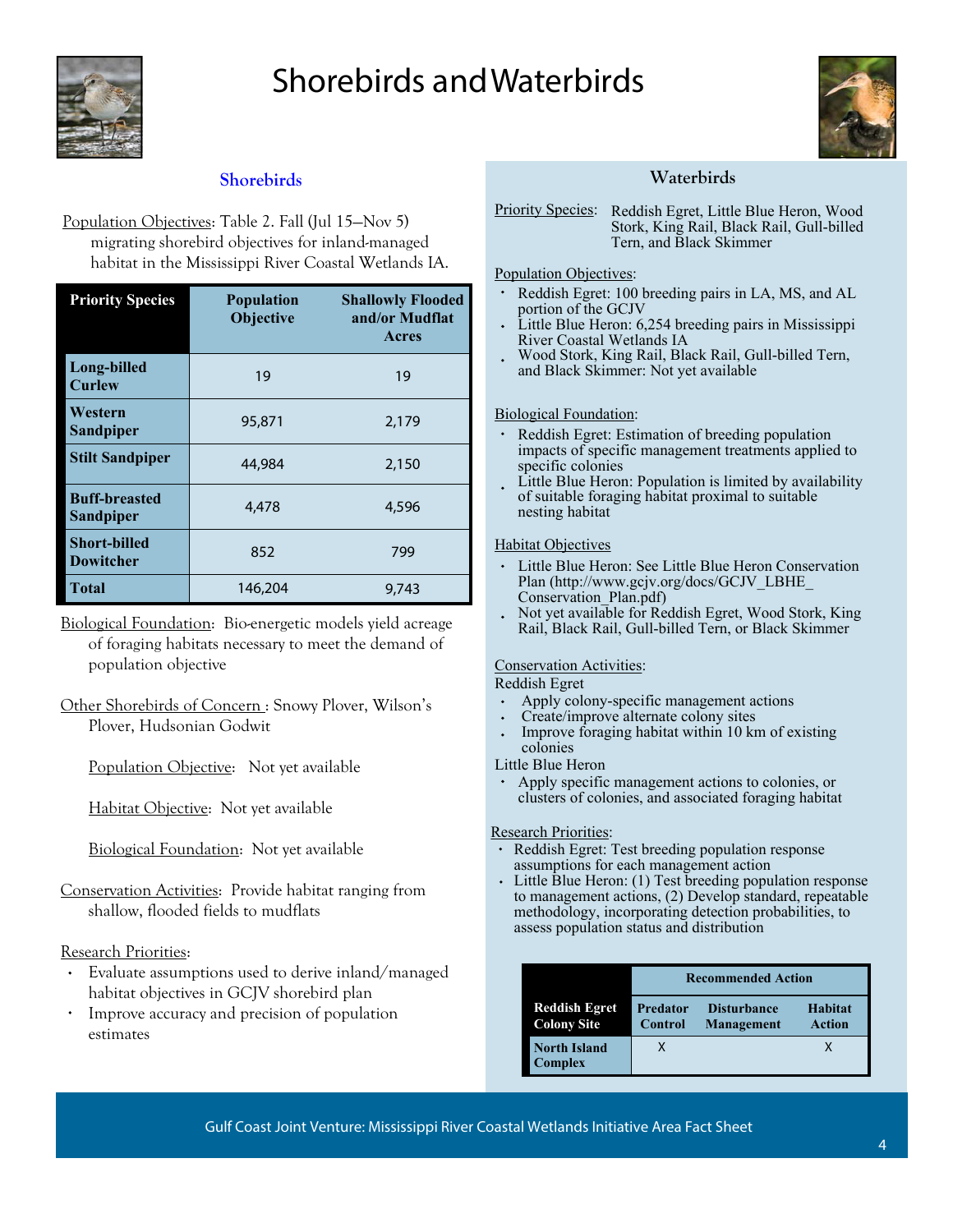# Shorebirds and Waterbirds

## Shorebirds

Population Objectives: Table 2. Fall (Jul 15—Nov 5) migrating shorebird objectives for inland-managed habitat in the Mississippi River Coastal Wetlands IA.

| Priority Species | Population Objective | Shallowly Flooded and/or Mudflat Acres |
|---|---|---|
| **Long-billed Curlew** | 19 | 19 |
| **Western Sandpiper** | 95,871 | 2,179 |
| **Stilt Sandpiper** | 44,984 | 2,150 |
| **Buff-breasted Sandpiper** | 4,478 | 4,596 |
| **Short-billed Dowitcher** | 852 | 799 |
| **Total** | 146,204 | 9,743 |

Biological Foundation: Bio-energetic models yield acreage of foraging habitats necessary to meet the demand of population objective

Other Shorebirds of Concern : Snowy Plover, Wilson's Plover, Hudsonian Godwit

Population Objective: Not yet available

Habitat Objective: Not yet available

Biological Foundation: Not yet available

Conservation Activities: Provide habitat ranging from shallow, flooded fields to mudflats

Research Priorities:

- Evaluate assumptions used to derive inland/managed habitat objectives in GCJV shorebird plan
- Improve accuracy and precision of population estimates

## Waterbirds

Priority Species: Reddish Egret, Little Blue Heron, Wood Stork, King Rail, Black Rail, Gull-billed Tern, and Black Skimmer

Population Objectives:

- Reddish Egret: 100 breeding pairs in LA, MS, and AL portion of the GCJV
- Little Blue Heron: 6,254 breeding pairs in Mississippi River Coastal Wetlands IA
- Wood Stork, King Rail, Black Rail, Gull-billed Tern, and Black Skimmer: Not yet available

Biological Foundation:

- Reddish Egret: Estimation of breeding population impacts of specific management treatments applied to specific colonies
- Little Blue Heron: Population is limited by availability of suitable foraging habitat proximal to suitable nesting habitat

Habitat Objectives

- Little Blue Heron: See Little Blue Heron Conservation Plan (http://www.gcjv.org/docs/GCJV_LBHE_Conservation_Plan.pdf)
- Not yet available for Reddish Egret, Wood Stork, King Rail, Black Rail, Gull-billed Tern, or Black Skimmer

Conservation Activities:

Reddish Egret

- Apply colony-specific management actions
- Create/improve alternate colony sites
- Improve foraging habitat within 10 km of existing colonies

Little Blue Heron

- Apply specific management actions to colonies, or clusters of colonies, and associated foraging habitat

Research Priorities:

- Reddish Egret: Test breeding population response assumptions for each management action
- Little Blue Heron: (1) Test breeding population response to management actions, (2) Develop standard, repeatable methodology, incorporating detection probabilities, to assess population status and distribution

| | Recommended Action | | |
|---|---|---|---|
| **Reddish Egret Colony Site** | **Predator Control** | **Disturbance Management** | **Habitat Action** |
| **North Island Complex** | X | | X |

Gulf Coast Joint Venture: Mississippi River Coastal Wetlands Initiative Area Fact Sheet